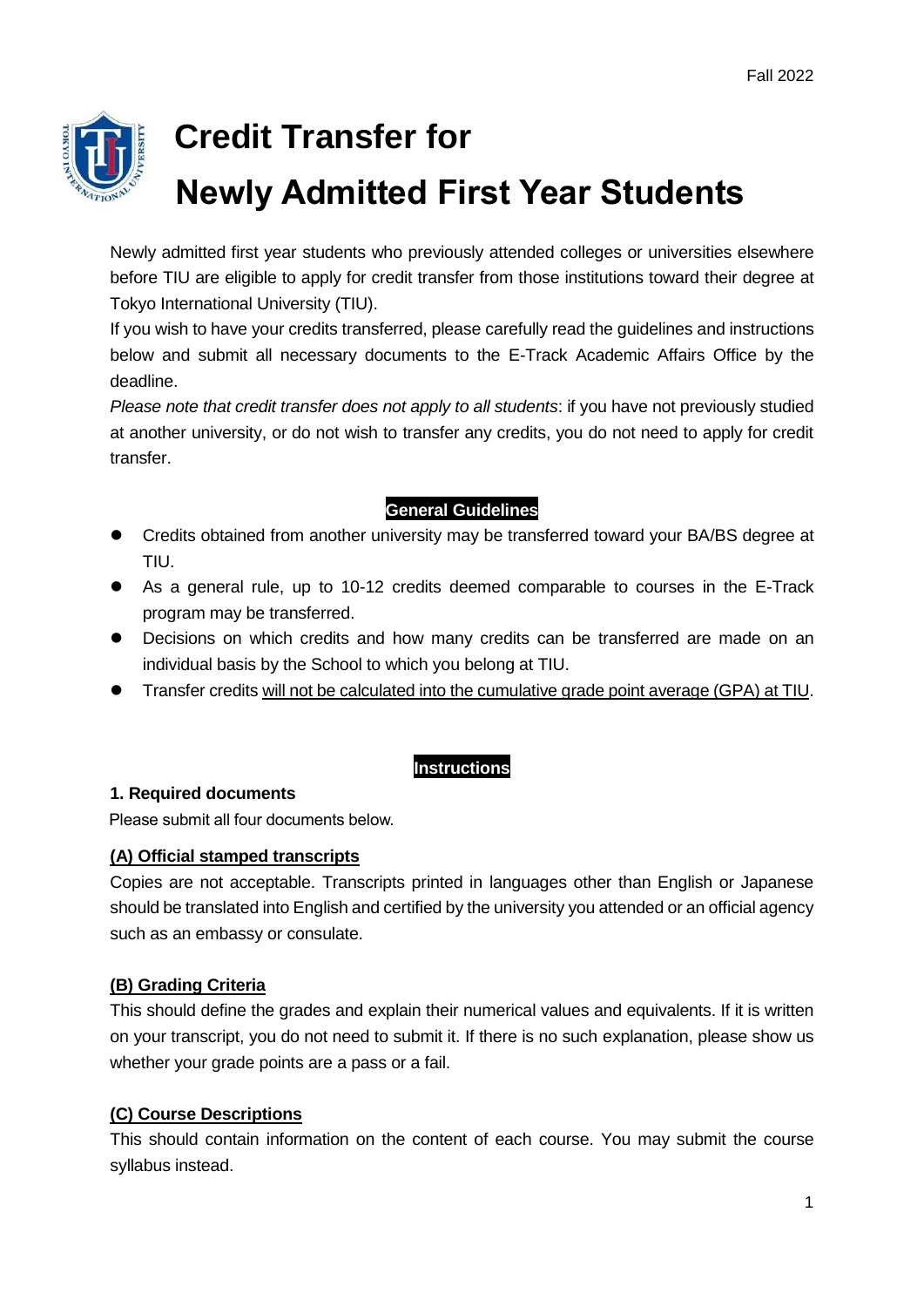Fall 2022

# Credit Transfer for Newly Admitted First Year Students

Newly admitted first year students who previously attended colleges or universities elsewhere before TIU are eligible to apply for credit transfer from those institutions toward their degree at Tokyo International University (TIU).

If you wish to have your credits transferred, please carefully read the guidelines and instructions below and submit all necessary documents to the E-Track Academic Affairs Office by the deadline.

*Please note that credit transfer does not apply to all students*: if you have not previously studied at another university, or do not wish to transfer any credits, you do not need to apply for credit transfer.

## General Guidelines

- Credits obtained from another university may be transferred toward your BA/BS degree at TIU.
- As a general rule, up to 10-12 credits deemed comparable to courses in the E-Track program may be transferred.
- Decisions on which credits and how many credits can be transferred are made on an individual basis by the School to which you belong at TIU.
- Transfer credits <u>will not be calculated into the cumulative grade point average (GPA) at TIU</u>.

## Instructions

### 1. Required documents

Please submit all four documents below.

**<u>(A) Official stamped transcripts</u>**

Copies are not acceptable. Transcripts printed in languages other than English or Japanese should be translated into English and certified by the university you attended or an official agency such as an embassy or consulate.

**<u>(B) Grading Criteria</u>**

This should define the grades and explain their numerical values and equivalents. If it is written on your transcript, you do not need to submit it. If there is no such explanation, please show us whether your grade points are a pass or a fail.

**<u>(C) Course Descriptions</u>**

This should contain information on the content of each course. You may submit the course syllabus instead.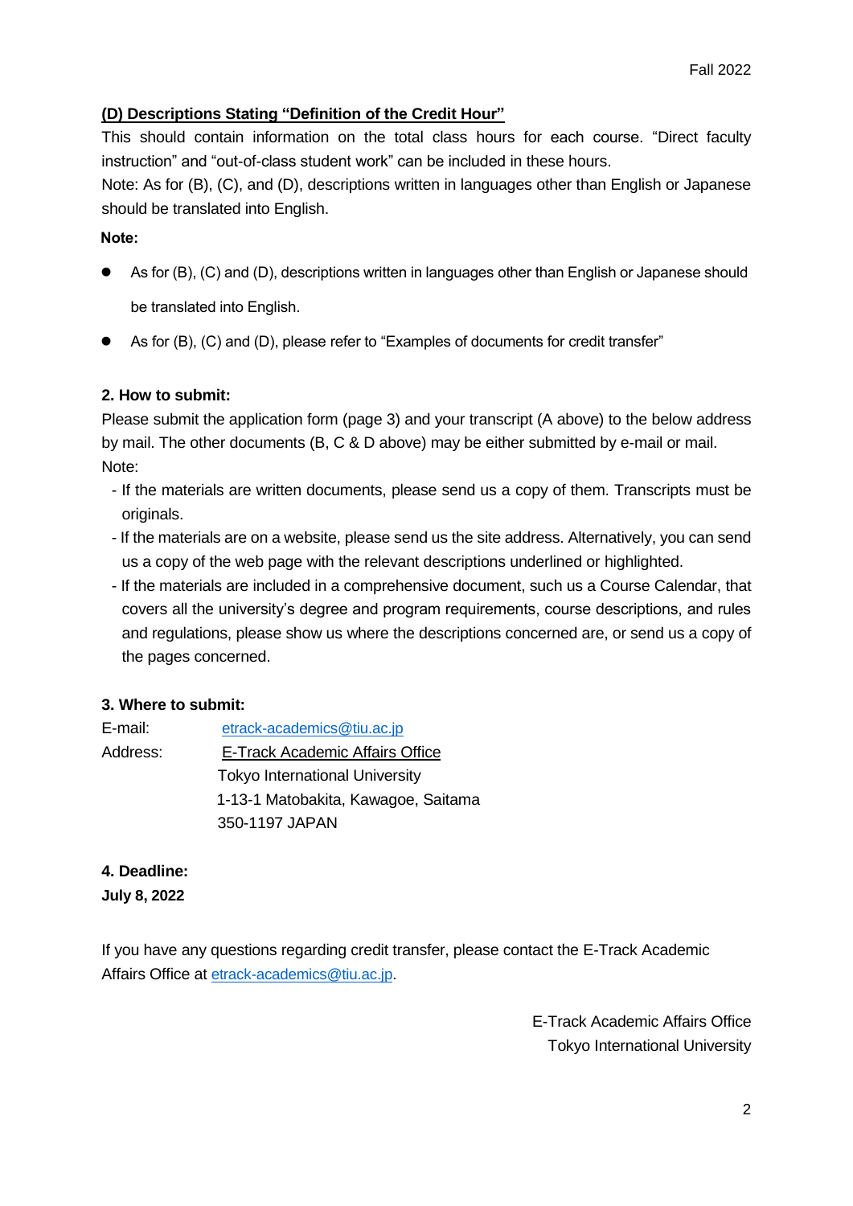### (D) Descriptions Stating "Definition of the Credit Hour"

This should contain information on the total class hours for each course. "Direct faculty instruction" and "out-of-class student work" can be included in these hours.

Note: As for (B), (C), and (D), descriptions written in languages other than English or Japanese should be translated into English.

**Note:**

- As for (B), (C) and (D), descriptions written in languages other than English or Japanese should be translated into English.
- As for (B), (C) and (D), please refer to "Examples of documents for credit transfer"

### 2. How to submit:

Please submit the application form (page 3) and your transcript (A above) to the below address by mail. The other documents (B, C & D above) may be either submitted by e-mail or mail.

Note:

- If the materials are written documents, please send us a copy of them. Transcripts must be originals.
- If the materials are on a website, please send us the site address. Alternatively, you can send us a copy of the web page with the relevant descriptions underlined or highlighted.
- If the materials are included in a comprehensive document, such us a Course Calendar, that covers all the university's degree and program requirements, course descriptions, and rules and regulations, please show us where the descriptions concerned are, or send us a copy of the pages concerned.

### 3. Where to submit:

E-mail: etrack-academics@tiu.ac.jp

Address: E-Track Academic Affairs Office
Tokyo International University
1-13-1 Matobakita, Kawagoe, Saitama
350-1197 JAPAN

### 4. Deadline:

**July 8, 2022**

If you have any questions regarding credit transfer, please contact the E-Track Academic Affairs Office at etrack-academics@tiu.ac.jp.

E-Track Academic Affairs Office
Tokyo International University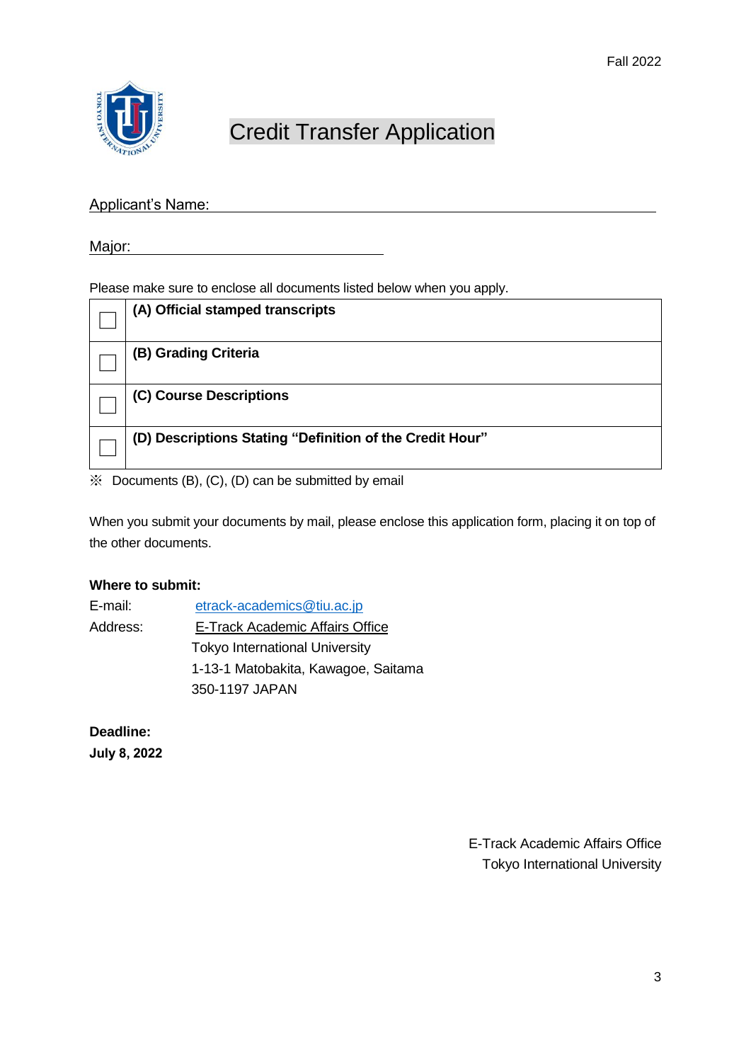Fall 2022

# Credit Transfer Application

Applicant's Name: ______________________________

Major: ______________________________

Please make sure to enclose all documents listed below when you apply.

| | |
|---|---|
| ☐ | **(A) Official stamped transcripts** |
| ☐ | **(B) Grading Criteria** |
| ☐ | **(C) Course Descriptions** |
| ☐ | **(D) Descriptions Stating "Definition of the Credit Hour"** |

※ Documents (B), (C), (D) can be submitted by email

When you submit your documents by mail, please enclose this application form, placing it on top of the other documents.

**Where to submit:**

E-mail: etrack-academics@tiu.ac.jp

Address: E-Track Academic Affairs Office
Tokyo International University
1-13-1 Matobakita, Kawagoe, Saitama
350-1197 JAPAN

**Deadline:**
**July 8, 2022**

E-Track Academic Affairs Office
Tokyo International University